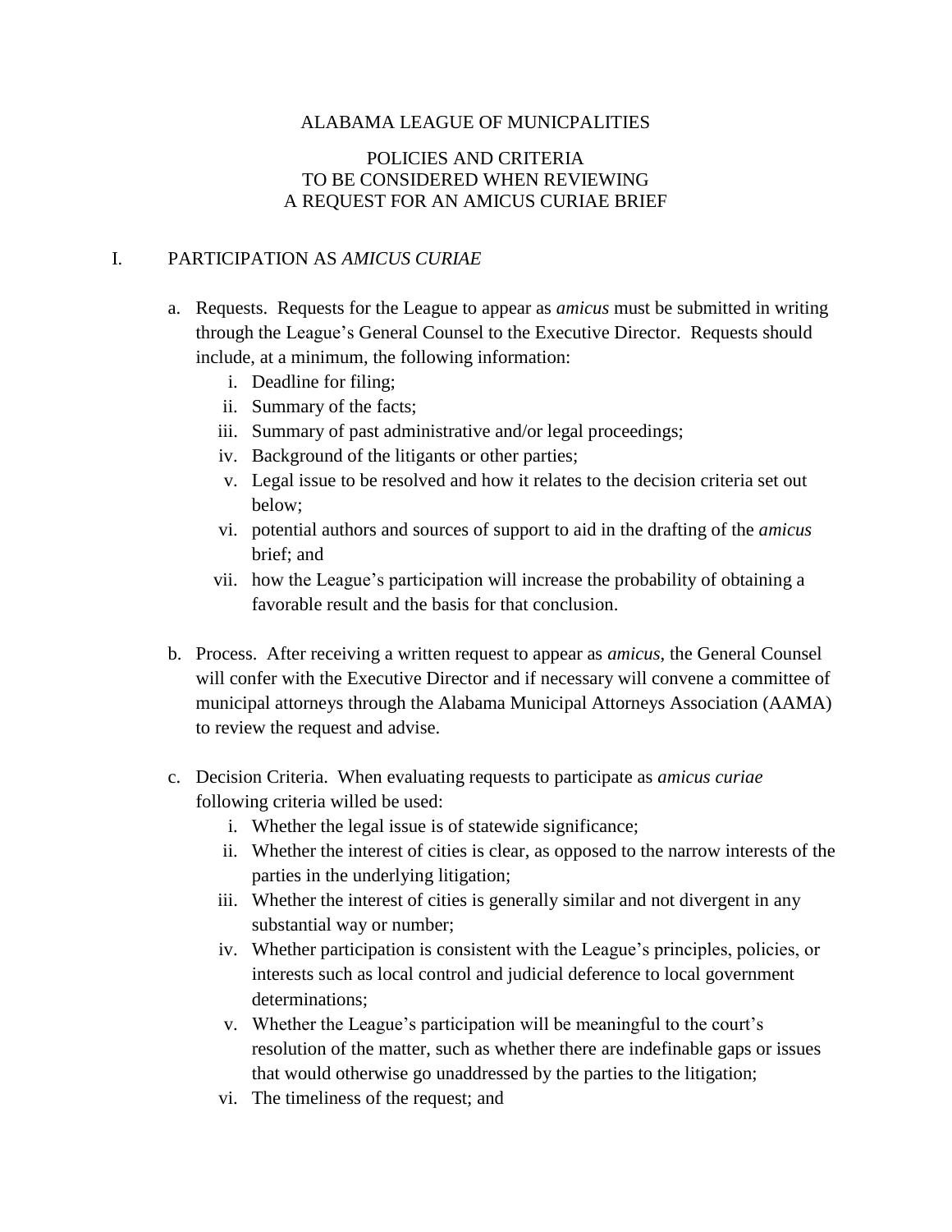ALABAMA LEAGUE OF MUNICPALITIES

POLICIES AND CRITERIA
TO BE CONSIDERED WHEN REVIEWING
A REQUEST FOR AN AMICUS CURIAE BRIEF

## I. PARTICIPATION AS *AMICUS CURIAE*

a. Requests. Requests for the League to appear as *amicus* must be submitted in writing through the League's General Counsel to the Executive Director. Requests should include, at a minimum, the following information:
   i. Deadline for filing;
   ii. Summary of the facts;
   iii. Summary of past administrative and/or legal proceedings;
   iv. Background of the litigants or other parties;
   v. Legal issue to be resolved and how it relates to the decision criteria set out below;
   vi. potential authors and sources of support to aid in the drafting of the *amicus* brief; and
   vii. how the League's participation will increase the probability of obtaining a favorable result and the basis for that conclusion.

b. Process. After receiving a written request to appear as *amicus*, the General Counsel will confer with the Executive Director and if necessary will convene a committee of municipal attorneys through the Alabama Municipal Attorneys Association (AAMA) to review the request and advise.

c. Decision Criteria. When evaluating requests to participate as *amicus curiae* following criteria willed be used:
   i. Whether the legal issue is of statewide significance;
   ii. Whether the interest of cities is clear, as opposed to the narrow interests of the parties in the underlying litigation;
   iii. Whether the interest of cities is generally similar and not divergent in any substantial way or number;
   iv. Whether participation is consistent with the League's principles, policies, or interests such as local control and judicial deference to local government determinations;
   v. Whether the League's participation will be meaningful to the court's resolution of the matter, such as whether there are indefinable gaps or issues that would otherwise go unaddressed by the parties to the litigation;
   vi. The timeliness of the request; and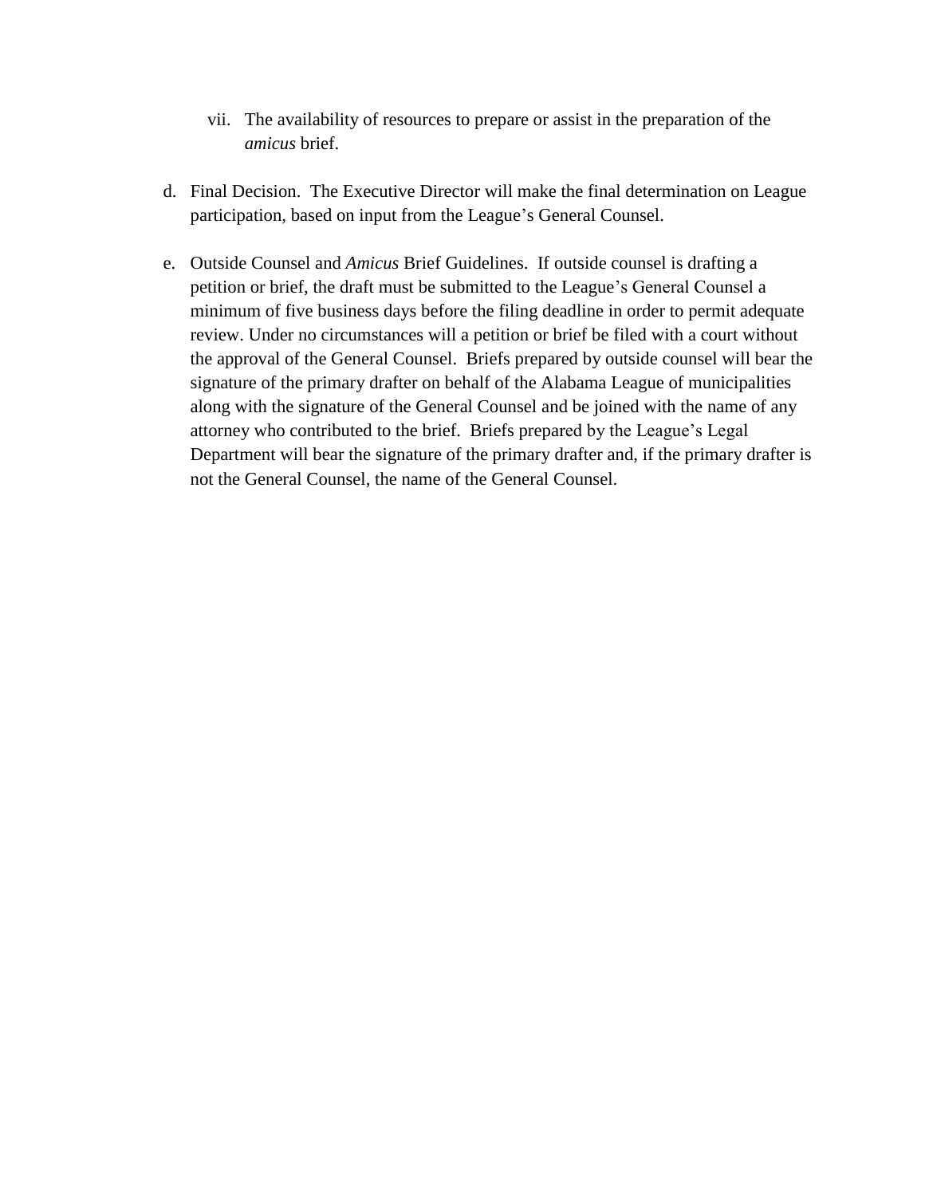vii. The availability of resources to prepare or assist in the preparation of the *amicus* brief.

d. Final Decision. The Executive Director will make the final determination on League participation, based on input from the League's General Counsel.

e. Outside Counsel and *Amicus* Brief Guidelines. If outside counsel is drafting a petition or brief, the draft must be submitted to the League's General Counsel a minimum of five business days before the filing deadline in order to permit adequate review. Under no circumstances will a petition or brief be filed with a court without the approval of the General Counsel. Briefs prepared by outside counsel will bear the signature of the primary drafter on behalf of the Alabama League of municipalities along with the signature of the General Counsel and be joined with the name of any attorney who contributed to the brief. Briefs prepared by the League's Legal Department will bear the signature of the primary drafter and, if the primary drafter is not the General Counsel, the name of the General Counsel.